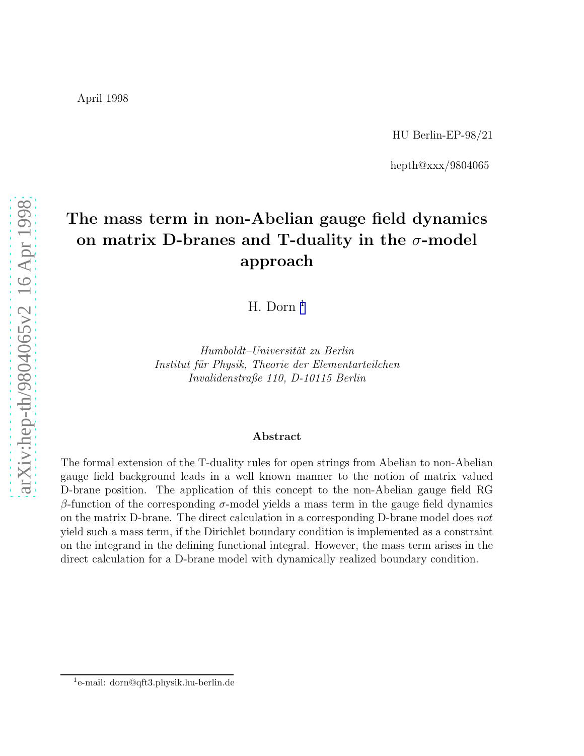April 1998

HU Berlin-EP-98/21

hepth@xxx/9804065

# The mass term in non-Abelian gauge field dynamics on matrix D-branes and T-duality in the $\sigma$-model approach

H. Dorn [1]

*Humboldt–Universität zu Berlin*
*Institut für Physik, Theorie der Elementarteilchen*
*Invalidenstraße 110, D-10115 Berlin*

### Abstract

The formal extension of the T-duality rules for open strings from Abelian to non-Abelian gauge field background leads in a well known manner to the notion of matrix valued D-brane position. The application of this concept to the non-Abelian gauge field RG $\beta$-function of the corresponding $\sigma$-model yields a mass term in the gauge field dynamics on the matrix D-brane. The direct calculation in a corresponding D-brane model does *not* yield such a mass term, if the Dirichlet boundary condition is implemented as a constraint on the integrand in the defining functional integral. However, the mass term arises in the direct calculation for a D-brane model with dynamically realized boundary condition.

[1] e-mail: dorn@qft3.physik.hu-berlin.de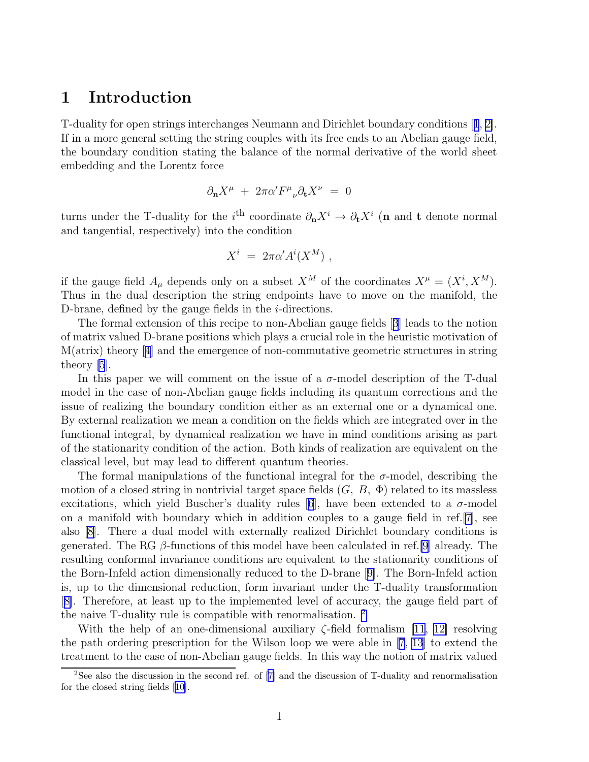# 1 Introduction

T-duality for open strings interchanges Neumann and Dirichlet boundary conditions [1, 2]. If in a more general setting the string couples with its free ends to an Abelian gauge field, the boundary condition stating the balance of the normal derivative of the world sheet embedding and the Lorentz force

$$\partial_{\mathbf{n}} X^\mu \;+\; 2\pi\alpha' F^\mu{}_\nu \partial_{\mathbf{t}} X^\nu \;=\; 0$$

turns under the T-duality for the $i^{\text{th}}$ coordinate $\partial_{\mathbf{n}} X^i \to \partial_{\mathbf{t}} X^i$ ($\mathbf{n}$ and $\mathbf{t}$ denote normal and tangential, respectively) into the condition

$$X^i \;=\; 2\pi\alpha' A^i(X^M) \; ,$$

if the gauge field $A_\mu$ depends only on a subset $X^M$ of the coordinates $X^\mu = (X^i, X^M)$. Thus in the dual description the string endpoints have to move on the manifold, the D-brane, defined by the gauge fields in the $i$-directions.

The formal extension of this recipe to non-Abelian gauge fields [3] leads to the notion of matrix valued D-brane positions which plays a crucial role in the heuristic motivation of M(atrix) theory [4] and the emergence of non-commutative geometric structures in string theory [5].

In this paper we will comment on the issue of a $\sigma$-model description of the T-dual model in the case of non-Abelian gauge fields including its quantum corrections and the issue of realizing the boundary condition either as an external one or a dynamical one. By external realization we mean a condition on the fields which are integrated over in the functional integral, by dynamical realization we have in mind conditions arising as part of the stationarity condition of the action. Both kinds of realization are equivalent on the classical level, but may lead to different quantum theories.

The formal manipulations of the functional integral for the $\sigma$-model, describing the motion of a closed string in nontrivial target space fields ($G$, $B$, $\Phi$) related to its massless excitations, which yield Buscher's duality rules [6], have been extended to a $\sigma$-model on a manifold with boundary which in addition couples to a gauge field in ref. [7], see also [8]. There a dual model with externally realized Dirichlet boundary conditions is generated. The RG $\beta$-functions of this model have been calculated in ref. [9] already. The resulting conformal invariance conditions are equivalent to the stationarity conditions of the Born-Infeld action dimensionally reduced to the D-brane [9]. The Born-Infeld action is, up to the dimensional reduction, form invariant under the T-duality transformation [8]. Therefore, at least up to the implemented level of accuracy, the gauge field part of the naive T-duality rule is compatible with renormalisation. [2]

With the help of an one-dimensional auxiliary $\zeta$-field formalism [11, 12] resolving the path ordering prescription for the Wilson loop we were able in [7, 13] to extend the treatment to the case of non-Abelian gauge fields. In this way the notion of matrix valued

[2] See also the discussion in the second ref. of [7] and the discussion of T-duality and renormalisation for the closed string fields [10].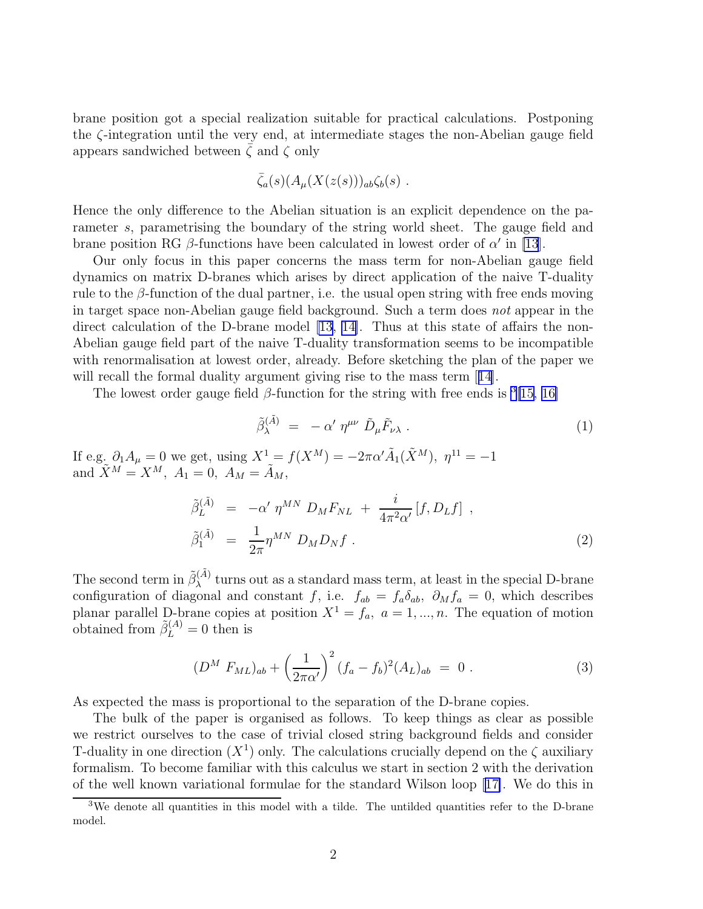brane position got a special realization suitable for practical calculations. Postponing the $\zeta$-integration until the very end, at intermediate stages the non-Abelian gauge field appears sandwiched between $\bar{\zeta}$ and $\zeta$ only

$$\bar{\zeta}_a(s)(A_\mu(X(z(s)))_{ab}\zeta_b(s) \ .$$

Hence the only difference to the Abelian situation is an explicit dependence on the parameter $s$, parametrising the boundary of the string world sheet. The gauge field and brane position RG $\beta$-functions have been calculated in lowest order of $\alpha'$ in [13].

Our only focus in this paper concerns the mass term for non-Abelian gauge field dynamics on matrix D-branes which arises by direct application of the naive T-duality rule to the $\beta$-function of the dual partner, i.e. the usual open string with free ends moving in target space non-Abelian gauge field background. Such a term does *not* appear in the direct calculation of the D-brane model [13, 14]. Thus at this state of affairs the non-Abelian gauge field part of the naive T-duality transformation seems to be incompatible with renormalisation at lowest order, already. Before sketching the plan of the paper we will recall the formal duality argument giving rise to the mass term [14].

The lowest order gauge field $\beta$-function for the string with free ends is [3][15, 16]

$$\tilde{\beta}^{(\tilde{A})}_\lambda \ = \ - \, \alpha' \ \eta^{\mu\nu} \ \tilde{D}_\mu \tilde{F}_{\nu\lambda} \ . \tag{1}$$

If e.g. $\partial_1 A_\mu = 0$ we get, using $X^1 = f(X^M) = -2\pi\alpha'\tilde{A}_1(\tilde{X}^M)$, $\eta^{11} = -1$ and $\tilde{X}^M = X^M$, $A_1 = 0$, $A_M = \tilde{A}_M$,

$$\begin{aligned}
\tilde{\beta}^{(\tilde{A})}_L \ &= \ -\alpha' \ \eta^{MN} \ D_M F_{NL} \ + \ \frac{i}{4\pi^2\alpha'} \, [f, D_L f] \ , \\
\tilde{\beta}^{(\tilde{A})}_1 \ &= \ \frac{1}{2\pi} \eta^{MN} \ D_M D_N f \ .
\end{aligned} \tag{2}$$

The second term in $\tilde{\beta}^{(\tilde{A})}_\lambda$ turns out as a standard mass term, at least in the special D-brane configuration of diagonal and constant $f$, i.e. $f_{ab} = f_a \delta_{ab}$, $\partial_M f_a = 0$, which describes planar parallel D-brane copies at position $X^1 = f_a$, $a = 1, ..., n$. The equation of motion obtained from $\tilde{\beta}^{(A)}_L = 0$ then is

$$(D^M \ F_{ML})_{ab} + \left(\frac{1}{2\pi\alpha'}\right)^2 (f_a - f_b)^2 (A_L)_{ab} \ = \ 0 \ . \tag{3}$$

As expected the mass is proportional to the separation of the D-brane copies.

The bulk of the paper is organised as follows. To keep things as clear as possible we restrict ourselves to the case of trivial closed string background fields and consider T-duality in one direction ($X^1$) only. The calculations crucially depend on the $\zeta$ auxiliary formalism. To become familiar with this calculus we start in section 2 with the derivation of the well known variational formulae for the standard Wilson loop [17]. We do this in

[3] We denote all quantities in this model with a tilde. The untilded quantities refer to the D-brane model.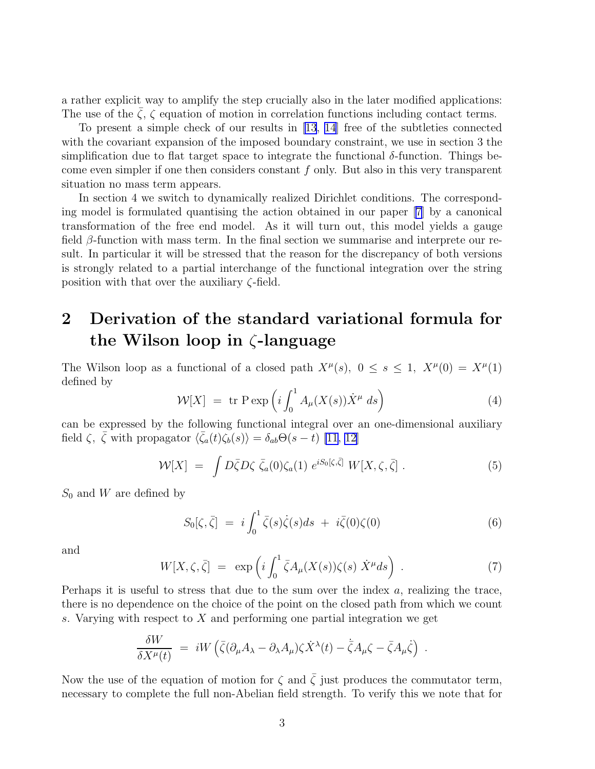a rather explicit way to amplify the step crucially also in the later modified applications: The use of the $\bar{\zeta}$, $\zeta$ equation of motion in correlation functions including contact terms.

To present a simple check of our results in [13, 14] free of the subtleties connected with the covariant expansion of the imposed boundary constraint, we use in section 3 the simplification due to flat target space to integrate the functional $\delta$-function. Things become even simpler if one then considers constant $f$ only. But also in this very transparent situation no mass term appears.

In section 4 we switch to dynamically realized Dirichlet conditions. The corresponding model is formulated quantising the action obtained in our paper [7] by a canonical transformation of the free end model. As it will turn out, this model yields a gauge field $\beta$-function with mass term. In the final section we summarise and interprete our result. In particular it will be stressed that the reason for the discrepancy of both versions is strongly related to a partial interchange of the functional integration over the string position with that over the auxiliary $\zeta$-field.

## 2 Derivation of the standard variational formula for the Wilson loop in $\zeta$-language

The Wilson loop as a functional of a closed path $X^\mu(s),\ 0 \leq s \leq 1,\ X^\mu(0) = X^\mu(1)$ defined by

$$\mathcal{W}[X] \;=\; \mathrm{tr}\ \mathrm{P}\exp\left(i\int_0^1 A_\mu(X(s))\dot{X}^\mu\ ds\right) \tag{4}$$

can be expressed by the following functional integral over an one-dimensional auxiliary field $\zeta,\ \bar{\zeta}$ with propagator $\langle\bar{\zeta}_a(t)\zeta_b(s)\rangle = \delta_{ab}\Theta(s-t)$ [11, 12]

$$\mathcal{W}[X] \;=\; \int D\bar{\zeta}D\zeta\ \bar{\zeta}_a(0)\zeta_a(1)\ e^{iS_0[\zeta,\bar{\zeta}]}\ W[X,\zeta,\bar{\zeta}]\ . \tag{5}$$

$S_0$ and $W$ are defined by

$$S_0[\zeta,\bar{\zeta}] \;=\; i\int_0^1 \bar{\zeta}(s)\dot{\zeta}(s)ds \;+\; i\bar{\zeta}(0)\zeta(0) \tag{6}$$

and

$$W[X,\zeta,\bar{\zeta}] \;=\; \exp\left(i\int_0^1 \bar{\zeta}A_\mu(X(s))\zeta(s)\ \dot{X}^\mu ds\right)\ . \tag{7}$$

Perhaps it is useful to stress that due to the sum over the index $a$, realizing the trace, there is no dependence on the choice of the point on the closed path from which we count $s$. Varying with respect to $X$ and performing one partial integration we get

$$\frac{\delta W}{\delta X^\mu(t)} \;=\; iW\left(\bar{\zeta}(\partial_\mu A_\lambda - \partial_\lambda A_\mu)\zeta\dot{X}^\lambda(t) - \dot{\bar{\zeta}}A_\mu\zeta - \bar{\zeta}A_\mu\dot{\zeta}\right)\ .$$

Now the use of the equation of motion for $\zeta$ and $\bar{\zeta}$ just produces the commutator term, necessary to complete the full non-Abelian field strength. To verify this we note that for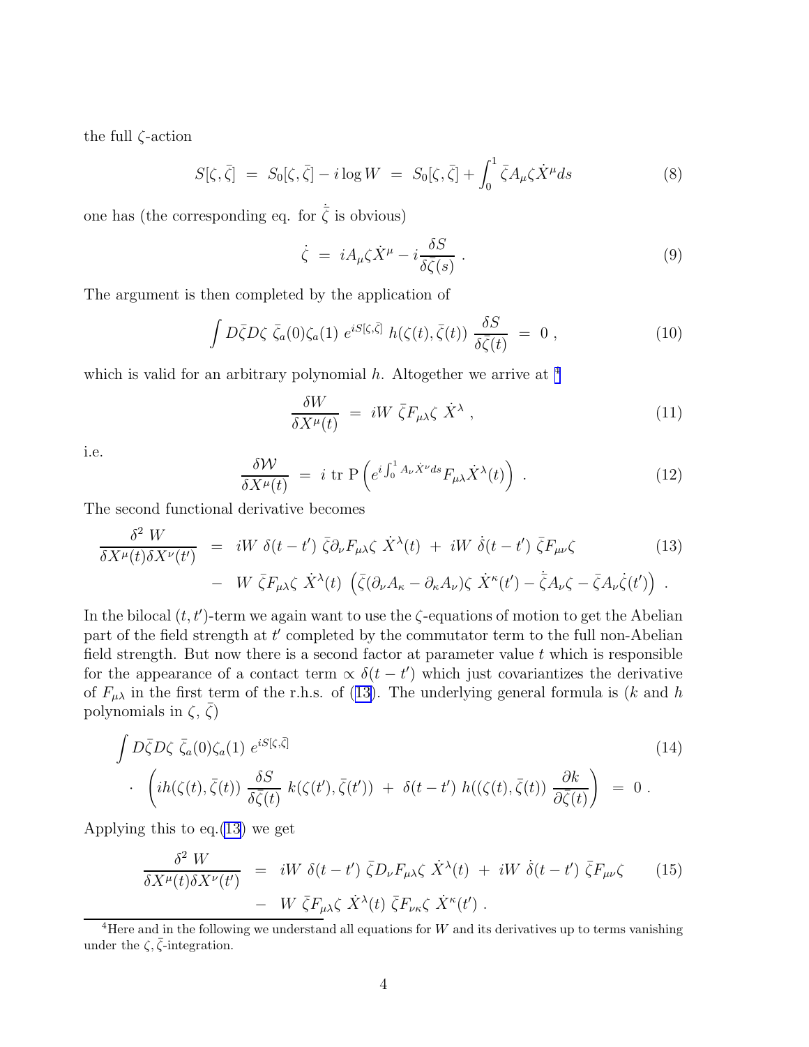the full $\zeta$-action

$$S[\zeta,\bar{\zeta}] \;=\; S_0[\zeta,\bar{\zeta}] - i\log W \;=\; S_0[\zeta,\bar{\zeta}] + \int_0^1 \bar{\zeta} A_\mu \zeta \dot{X}^\mu ds \tag{8}$$

one has (the corresponding eq. for $\dot{\bar{\zeta}}$ is obvious)

$$\dot{\zeta} \;=\; iA_\mu \zeta \dot{X}^\mu - i\frac{\delta S}{\delta \bar{\zeta}(s)} \;. \tag{9}$$

The argument is then completed by the application of

$$\int D\bar{\zeta} D\zeta \; \bar{\zeta}_a(0)\zeta_a(1)\; e^{iS[\zeta,\bar{\zeta}]}\; h(\zeta(t),\bar{\zeta}(t))\; \frac{\delta S}{\delta \bar{\zeta}(t)} \;=\; 0 \;, \tag{10}$$

which is valid for an arbitrary polynomial $h$. Altogether we arrive at [4]

$$\frac{\delta W}{\delta X^\mu(t)} \;=\; iW\; \bar{\zeta} F_{\mu\lambda} \zeta \; \dot{X}^\lambda \;, \tag{11}$$

i.e.

$$\frac{\delta \mathcal{W}}{\delta X^\mu(t)} \;=\; i \;\mathrm{tr}\; \mathrm{P}\left( e^{i\int_0^1 A_\nu \dot{X}^\nu ds} F_{\mu\lambda} \dot{X}^\lambda(t) \right) \;. \tag{12}$$

The second functional derivative becomes

$$\begin{aligned}
\frac{\delta^2\, W}{\delta X^\mu(t)\delta X^\nu(t')} \;&=\; iW\; \delta(t-t')\; \bar{\zeta}\partial_\nu F_{\mu\lambda}\zeta\; \dot{X}^\lambda(t) \;+\; iW\; \dot{\delta}(t-t')\; \bar{\zeta} F_{\mu\nu}\zeta \qquad (13)\\
&-\; W\; \bar{\zeta} F_{\mu\lambda}\zeta\; \dot{X}^\lambda(t)\; \left( \bar{\zeta}(\partial_\nu A_\kappa - \partial_\kappa A_\nu)\zeta\; \dot{X}^\kappa(t') - \dot{\bar{\zeta}} A_\nu \zeta - \bar{\zeta} A_\nu \dot{\zeta}(t') \right) \;.
\end{aligned}$$

In the bilocal $(t,t')$-term we again want to use the $\zeta$-equations of motion to get the Abelian part of the field strength at $t'$ completed by the commutator term to the full non-Abelian field strength. But now there is a second factor at parameter value $t$ which is responsible for the appearance of a contact term $\propto \delta(t-t')$ which just covariantizes the derivative of $F_{\mu\lambda}$ in the first term of the r.h.s. of (13). The underlying general formula is ($k$ and $h$ polynomials in $\zeta$, $\bar{\zeta}$)

$$\begin{aligned}
&\int D\bar{\zeta} D\zeta \; \bar{\zeta}_a(0)\zeta_a(1)\; e^{iS[\zeta,\bar{\zeta}]} \qquad (14)\\
&\cdot \; \left( ih(\zeta(t),\bar{\zeta}(t))\; \frac{\delta S}{\delta \bar{\zeta}(t)}\; k(\zeta(t'),\bar{\zeta}(t')) \;+\; \delta(t-t')\; h((\zeta(t),\bar{\zeta}(t))\; \frac{\partial k}{\partial \bar{\zeta}(t)} \right) \;=\; 0 \;.
\end{aligned}$$

Applying this to eq.(13) we get

$$\begin{aligned}
\frac{\delta^2\, W}{\delta X^\mu(t)\delta X^\nu(t')} \;&=\; iW\; \delta(t-t')\; \bar{\zeta} D_\nu F_{\mu\lambda}\zeta\; \dot{X}^\lambda(t) \;+\; iW\; \dot{\delta}(t-t')\; \bar{\zeta} F_{\mu\nu}\zeta \qquad (15)\\
&-\; W\; \bar{\zeta} F_{\mu\lambda}\zeta\; \dot{X}^\lambda(t)\; \bar{\zeta} F_{\nu\kappa}\zeta\; \dot{X}^\kappa(t') \;.
\end{aligned}$$

[4] Here and in the following we understand all equations for $W$ and its derivatives up to terms vanishing under the $\zeta,\bar{\zeta}$-integration.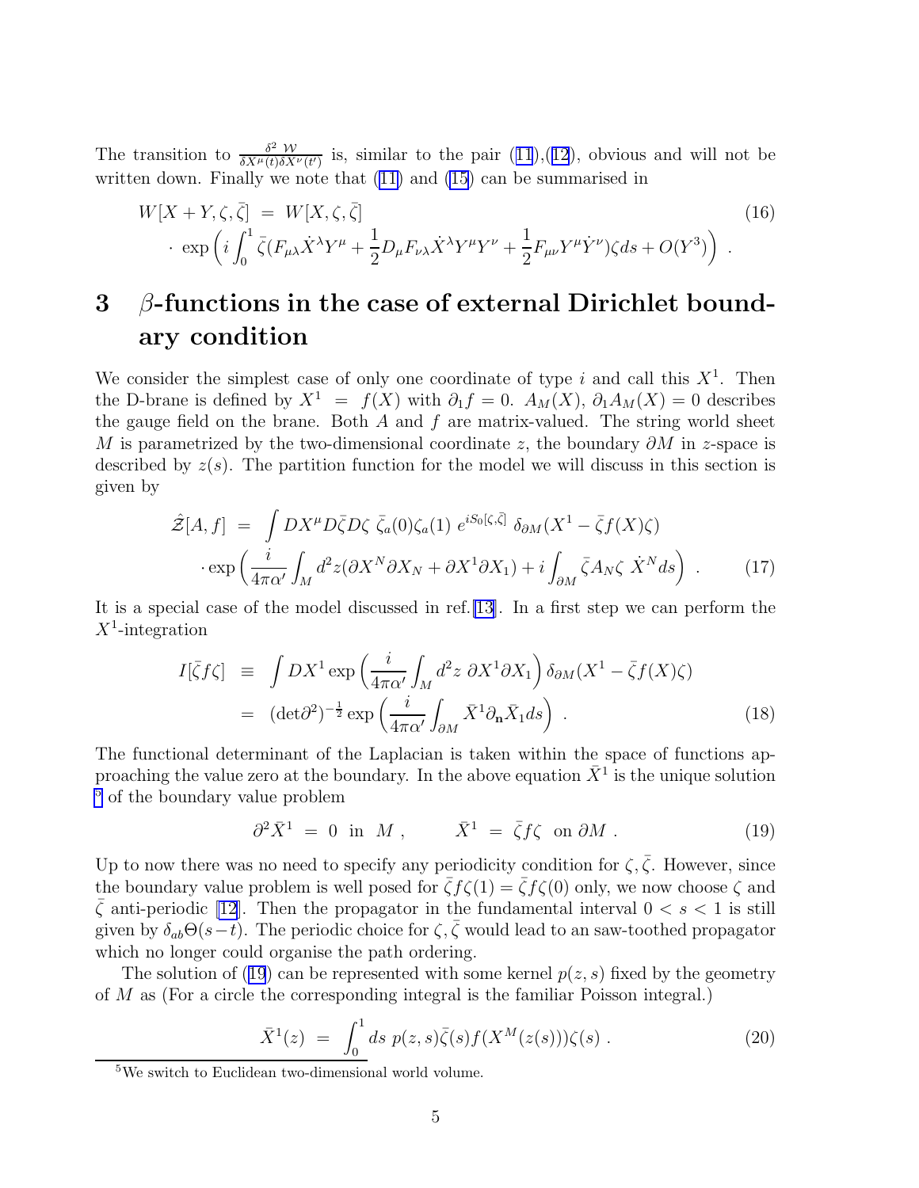The transition to $\frac{\delta^2 \mathcal{W}}{\delta X^\mu(t)\delta X^\nu(t')}$ is, similar to the pair (11),(12), obvious and will not be written down. Finally we note that (11) and (15) can be summarised in

$$
\begin{aligned}
W[X+Y,\zeta,\bar\zeta] \;&=\; W[X,\zeta,\bar\zeta] \qquad\qquad (16)\\
&\cdot\;\exp\left( i\int_0^1 \bar\zeta (F_{\mu\lambda}\dot X^\lambda Y^\mu + \frac{1}{2}D_\mu F_{\nu\lambda}\dot X^\lambda Y^\mu Y^\nu + \frac{1}{2}F_{\mu\nu}Y^\mu \dot Y^\nu)\zeta ds + O(Y^3)\right) \;.
\end{aligned}
$$

# 3 $\beta$-functions in the case of external Dirichlet boundary condition

We consider the simplest case of only one coordinate of type $i$ and call this $X^1$. Then the D-brane is defined by $X^1 \;=\; f(X)$ with $\partial_1 f = 0$. $A_M(X)$, $\partial_1 A_M(X) = 0$ describes the gauge field on the brane. Both $A$ and $f$ are matrix-valued. The string world sheet $M$ is parametrized by the two-dimensional coordinate $z$, the boundary $\partial M$ in $z$-space is described by $z(s)$. The partition function for the model we will discuss in this section is given by

$$
\begin{aligned}
\hat{\mathcal{Z}}[A,f] \;&=\; \int DX^\mu D\bar\zeta D\zeta \;\bar\zeta_a(0)\zeta_a(1)\; e^{iS_0[\zeta,\bar\zeta]}\;\delta_{\partial M}(X^1 - \bar\zeta f(X)\zeta)\\
&\cdot \exp\left(\frac{i}{4\pi\alpha'}\int_M d^2z(\partial X^N\partial X_N + \partial X^1\partial X_1) + i\int_{\partial M}\bar\zeta A_N\zeta\;\dot X^N ds\right) \;. \qquad (17)
\end{aligned}
$$

It is a special case of the model discussed in ref.[13]. In a first step we can perform the $X^1$-integration

$$
\begin{aligned}
I[\bar\zeta f\zeta] \;&\equiv\; \int DX^1 \exp\left(\frac{i}{4\pi\alpha'}\int_M d^2z\;\partial X^1\partial X_1\right)\delta_{\partial M}(X^1 - \bar\zeta f(X)\zeta)\\
&=\; (\det\partial^2)^{-\frac{1}{2}}\exp\left(\frac{i}{4\pi\alpha'}\int_{\partial M}\bar X^1\partial_{\mathbf{n}}\bar X_1 ds\right) \;. \qquad (18)
\end{aligned}
$$

The functional determinant of the Laplacian is taken within the space of functions approaching the value zero at the boundary. In the above equation $\bar X^1$ is the unique solution [5] of the boundary value problem

$$
\partial^2\bar X^1 \;=\; 0 \;\text{ in }\; M\;, \qquad \bar X^1 \;=\; \bar\zeta f\zeta \;\text{ on }\partial M\;. \qquad (19)
$$

Up to now there was no need to specify any periodicity condition for $\zeta,\bar\zeta$. However, since the boundary value problem is well posed for $\bar\zeta f\zeta(1) = \bar\zeta f\zeta(0)$ only, we now choose $\zeta$ and $\bar\zeta$ anti-periodic [12]. Then the propagator in the fundamental interval $0 < s < 1$ is still given by $\delta_{ab}\Theta(s-t)$. The periodic choice for $\zeta,\bar\zeta$ would lead to an saw-toothed propagator which no longer could organise the path ordering.

The solution of (19) can be represented with some kernel $p(z,s)$ fixed by the geometry of $M$ as (For a circle the corresponding integral is the familiar Poisson integral.)

$$
\bar X^1(z) \;=\; \int_0^1 ds\; p(z,s)\bar\zeta(s) f(X^M(z(s)))\zeta(s)\;. \qquad (20)
$$

[5] We switch to Euclidean two-dimensional world volume.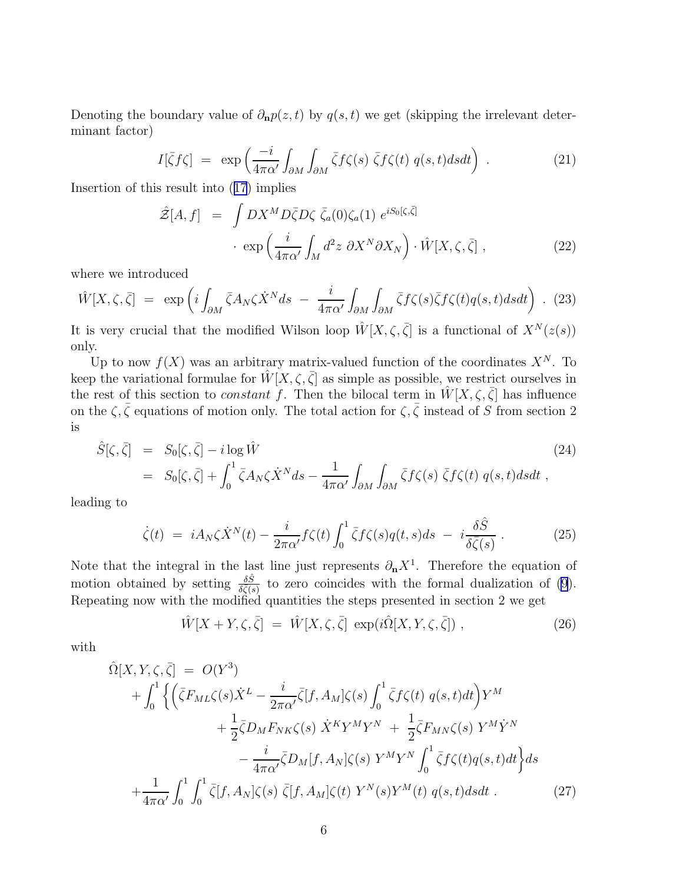Denoting the boundary value of $\partial_{\mathbf{n}} p(z,t)$ by $q(s,t)$ we get (skipping the irrelevant determinant factor)

$$I[\bar{\zeta} f \zeta] \;=\; \exp\left( \frac{-i}{4\pi\alpha'} \int_{\partial M} \int_{\partial M} \bar{\zeta} f \zeta(s) \; \bar{\zeta} f \zeta(t) \; q(s,t) ds dt \right) \; . \tag{21}$$

Insertion of this result into (17) implies

$$\begin{aligned} \hat{\mathcal{Z}}[A,f] \;&=\; \int DX^M D\bar{\zeta} D\zeta \; \bar{\zeta}_a(0) \zeta_a(1) \; e^{iS_0[\zeta,\bar{\zeta}]} \\ &\quad \cdot \; \exp\left( \frac{i}{4\pi\alpha'} \int_M d^2z \; \partial X^N \partial X_N \right) \cdot \hat{W}[X,\zeta,\bar{\zeta}] \; , \end{aligned} \tag{22}$$

where we introduced

$$\hat{W}[X,\zeta,\bar{\zeta}] \;=\; \exp\left( i \int_{\partial M} \bar{\zeta} A_N \zeta \dot{X}^N ds \; - \; \frac{i}{4\pi\alpha'} \int_{\partial M} \int_{\partial M} \bar{\zeta} f \zeta(s) \bar{\zeta} f \zeta(t) q(s,t) ds dt \right) \; . \tag{23}$$

It is very crucial that the modified Wilson loop $\hat{W}[X,\zeta,\bar{\zeta}]$ is a functional of $X^N(z(s))$ only.

Up to now $f(X)$ was an arbitrary matrix-valued function of the coordinates $X^N$. To keep the variational formulae for $\hat{W}[X,\zeta,\bar{\zeta}]$ as simple as possible, we restrict ourselves in the rest of this section to *constant* $f$. Then the bilocal term in $\hat{W}[X,\zeta,\bar{\zeta}]$ has influence on the $\zeta, \bar{\zeta}$ equations of motion only. The total action for $\zeta, \bar{\zeta}$ instead of $S$ from section 2 is

$$\begin{aligned} \hat{S}[\zeta,\bar{\zeta}] \;&=\; S_0[\zeta,\bar{\zeta}] - i \log \hat{W} \\ &=\; S_0[\zeta,\bar{\zeta}] + \int_0^1 \bar{\zeta} A_N \zeta \dot{X}^N ds - \frac{1}{4\pi\alpha'} \int_{\partial M} \int_{\partial M} \bar{\zeta} f \zeta(s) \; \bar{\zeta} f \zeta(t) \; q(s,t) ds dt \; , \end{aligned} \tag{24}$$

leading to

$$\dot{\zeta}(t) \;=\; i A_N \zeta \dot{X}^N(t) - \frac{i}{2\pi\alpha'} f \zeta(t) \int_0^1 \bar{\zeta} f \zeta(s) q(t,s) ds \; - \; i \frac{\delta \hat{S}}{\delta \bar{\zeta}(s)} \; . \tag{25}$$

Note that the integral in the last line just represents $\partial_{\mathbf{n}} X^1$. Therefore the equation of motion obtained by setting $\frac{\delta \hat{S}}{\delta \bar{\zeta}(s)}$ to zero coincides with the formal dualization of (9). Repeating now with the modified quantities the steps presented in section 2 we get

$$\hat{W}[X+Y,\zeta,\bar{\zeta}] \;=\; \hat{W}[X,\zeta,\bar{\zeta}] \; \exp(i\hat{\Omega}[X,Y,\zeta,\bar{\zeta}]) \; , \tag{26}$$

with

$$\begin{aligned} \hat{\Omega}[X,Y,\zeta,\bar{\zeta}] \;&=\; O(Y^3) \\ &+ \int_0^1 \Big\{ \Big( \bar{\zeta} F_{ML} \zeta(s) \dot{X}^L - \frac{i}{2\pi\alpha'} \bar{\zeta}[f,A_M]\zeta(s) \int_0^1 \bar{\zeta} f \zeta(t) \; q(s,t) dt \Big) Y^M \\ &\qquad + \frac{1}{2} \bar{\zeta} D_M F_{NK} \zeta(s) \; \dot{X}^K Y^M Y^N \; + \; \frac{1}{2} \bar{\zeta} F_{MN} \zeta(s) \; Y^M \dot{Y}^N \\ &\qquad\qquad - \frac{i}{4\pi\alpha'} \bar{\zeta} D_M [f,A_N] \zeta(s) \; Y^M Y^N \int_0^1 \bar{\zeta} f \zeta(t) q(s,t) dt \Big\} ds \\ &+ \frac{1}{4\pi\alpha'} \int_0^1 \int_0^1 \bar{\zeta}[f,A_N]\zeta(s) \; \bar{\zeta}[f,A_M]\zeta(t) \; Y^N(s) Y^M(t) \; q(s,t) ds dt \; . \end{aligned} \tag{27}$$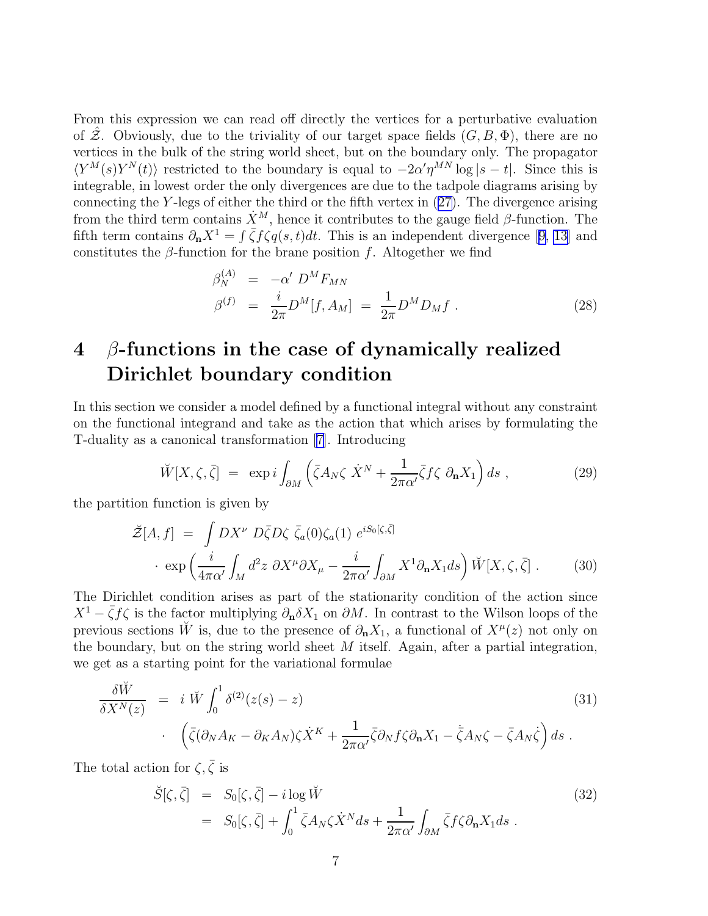From this expression we can read off directly the vertices for a perturbative evaluation of $\hat{\mathcal{Z}}$. Obviously, due to the triviality of our target space fields $(G, B, \Phi)$, there are no vertices in the bulk of the string world sheet, but on the boundary only. The propagator $\langle Y^M(s) Y^N(t)\rangle$ restricted to the boundary is equal to $-2\alpha' \eta^{MN} \log|s-t|$. Since this is integrable, in lowest order the only divergences are due to the tadpole diagrams arising by connecting the $Y$-legs of either the third or the fifth vertex in (27). The divergence arising from the third term contains $\dot{X}^M$, hence it contributes to the gauge field $\beta$-function. The fifth term contains $\partial_{\mathbf{n}} X^1 = \int \bar{\zeta} f \zeta q(s,t) dt$. This is an independent divergence [9, 13] and constitutes the $\beta$-function for the brane position $f$. Altogether we find

$$
\begin{aligned}
\beta_N^{(A)} &= -\alpha' \, D^M F_{MN} \\
\beta^{(f)} &= \frac{i}{2\pi} D^M [f, A_M] \;=\; \frac{1}{2\pi} D^M D_M f \; .
\end{aligned}
\tag{28}
$$

# 4 $\beta$-functions in the case of dynamically realized Dirichlet boundary condition

In this section we consider a model defined by a functional integral without any constraint on the functional integrand and take as the action that which arises by formulating the T-duality as a canonical transformation [7]. Introducing

$$
\breve{W}[X, \zeta, \bar{\zeta}] \;=\; \exp i \int_{\partial M} \left( \bar{\zeta} A_N \zeta \, \dot{X}^N + \frac{1}{2\pi\alpha'} \bar{\zeta} f \zeta \, \partial_{\mathbf{n}} X_1 \right) ds \; , \tag{29}
$$

the partition function is given by

$$
\begin{aligned}
\breve{\mathcal{Z}}[A, f] \;=\; & \int DX^\nu \, D\bar{\zeta} D\zeta \; \bar{\zeta}_a(0) \zeta_a(1) \; e^{iS_0[\zeta, \bar{\zeta}]} \\
& \cdot \; \exp\left( \frac{i}{4\pi\alpha'} \int_M d^2 z \; \partial X^\mu \partial X_\mu - \frac{i}{2\pi\alpha'} \int_{\partial M} X^1 \partial_{\mathbf{n}} X_1 ds \right) \breve{W}[X, \zeta, \bar{\zeta}] \; .
\end{aligned}
\tag{30}
$$

The Dirichlet condition arises as part of the stationarity condition of the action since $X^1 - \bar{\zeta} f \zeta$ is the factor multiplying $\partial_{\mathbf{n}} \delta X_1$ on $\partial M$. In contrast to the Wilson loops of the previous sections $\breve{W}$ is, due to the presence of $\partial_{\mathbf{n}} X_1$, a functional of $X^\mu(z)$ not only on the boundary, but on the string world sheet $M$ itself. Again, after a partial integration, we get as a starting point for the variational formulae

$$
\begin{aligned}
\frac{\delta \breve{W}}{\delta X^N(z)} \;=\; & i \, \breve{W} \int_0^1 \delta^{(2)}(z(s) - z) \\
& \cdot \; \left( \bar{\zeta} (\partial_N A_K - \partial_K A_N) \zeta \dot{X}^K + \frac{1}{2\pi\alpha'} \bar{\zeta} \partial_N f \zeta \partial_{\mathbf{n}} X_1 - \dot{\bar{\zeta}} A_N \zeta - \bar{\zeta} A_N \dot{\zeta} \right) ds \; .
\end{aligned}
\tag{31}
$$

The total action for $\zeta, \bar{\zeta}$ is

$$
\begin{aligned}
\breve{S}[\zeta, \bar{\zeta}] \;=\; & S_0[\zeta, \bar{\zeta}] - i \log \breve{W} \\
=\; & S_0[\zeta, \bar{\zeta}] + \int_0^1 \bar{\zeta} A_N \zeta \dot{X}^N ds + \frac{1}{2\pi\alpha'} \int_{\partial M} \bar{\zeta} f \zeta \partial_{\mathbf{n}} X_1 ds \; .
\end{aligned}
\tag{32}
$$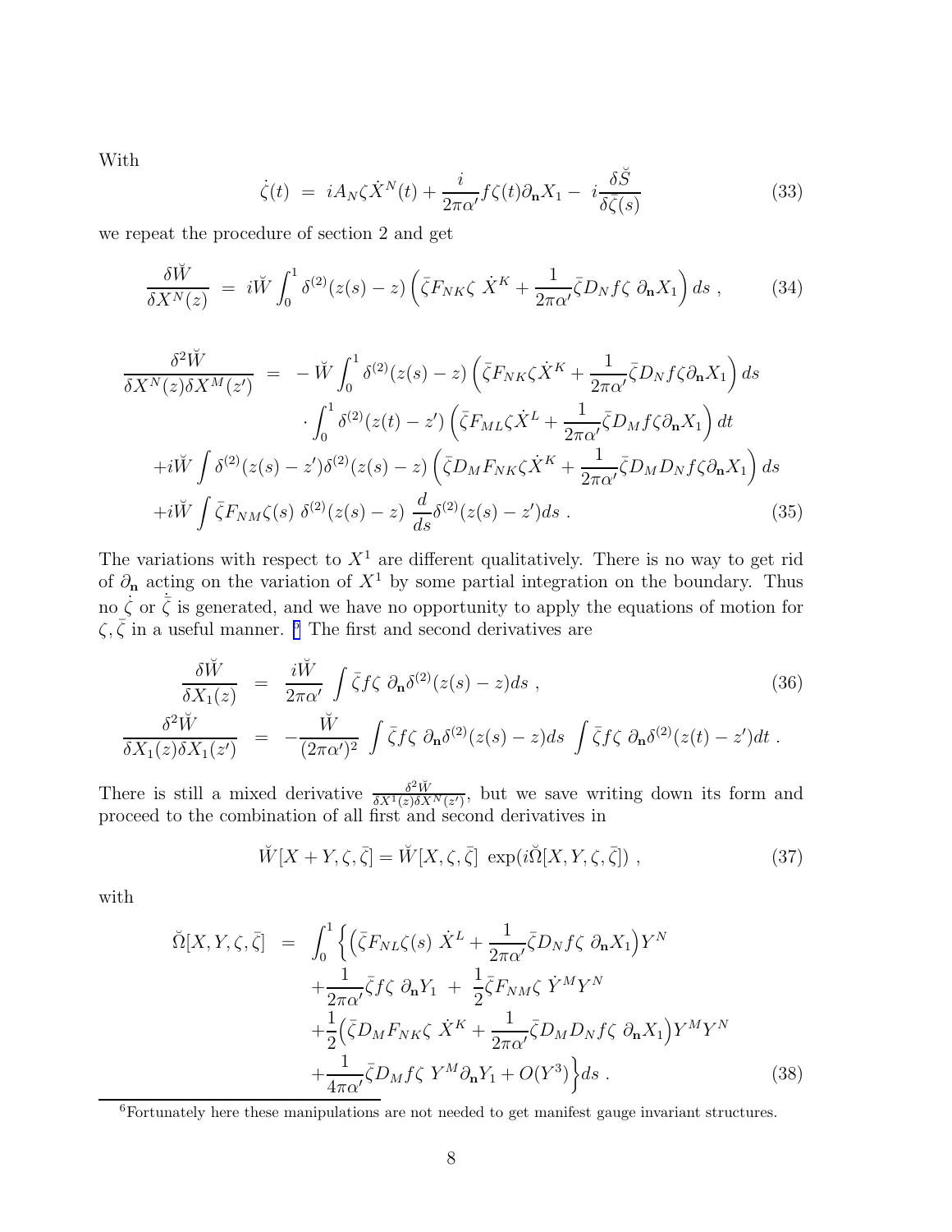With

$$\dot{\zeta}(t) \;=\; iA_N\zeta\dot{X}^N(t) + \frac{i}{2\pi\alpha'}f\zeta(t)\partial_{\mathbf{n}}X_1 - \; i\frac{\delta\breve{S}}{\delta\bar{\zeta}(s)} \tag{33}$$

we repeat the procedure of section 2 and get

$$\frac{\delta\breve{W}}{\delta X^N(z)} \;=\; i\breve{W}\int_0^1 \delta^{(2)}(z(s)-z)\left(\bar{\zeta}F_{NK}\zeta\;\dot{X}^K + \frac{1}{2\pi\alpha'}\bar{\zeta}D_N f\zeta\;\partial_{\mathbf{n}}X_1\right)ds\;, \tag{34}$$

$$\begin{aligned}
\frac{\delta^2\breve{W}}{\delta X^N(z)\delta X^M(z')} \;=\; & -\breve{W}\int_0^1 \delta^{(2)}(z(s)-z)\left(\bar{\zeta}F_{NK}\zeta\dot{X}^K + \frac{1}{2\pi\alpha'}\bar{\zeta}D_N f\zeta\partial_{\mathbf{n}}X_1\right)ds \\
& \cdot\int_0^1 \delta^{(2)}(z(t)-z')\left(\bar{\zeta}F_{ML}\zeta\dot{X}^L + \frac{1}{2\pi\alpha'}\bar{\zeta}D_M f\zeta\partial_{\mathbf{n}}X_1\right)dt \\
& + i\breve{W}\int \delta^{(2)}(z(s)-z')\delta^{(2)}(z(s)-z)\left(\bar{\zeta}D_M F_{NK}\zeta\dot{X}^K + \frac{1}{2\pi\alpha'}\bar{\zeta}D_M D_N f\zeta\partial_{\mathbf{n}}X_1\right)ds \\
& + i\breve{W}\int \bar{\zeta}F_{NM}\zeta(s)\;\delta^{(2)}(z(s)-z)\;\frac{d}{ds}\delta^{(2)}(z(s)-z')ds\;.
\end{aligned} \tag{35}$$

The variations with respect to $X^1$ are different qualitatively. There is no way to get rid of $\partial_{\mathbf{n}}$ acting on the variation of $X^1$ by some partial integration on the boundary. Thus no $\dot{\zeta}$ or $\dot{\bar{\zeta}}$ is generated, and we have no opportunity to apply the equations of motion for $\zeta, \bar{\zeta}$ in a useful manner. [6] The first and second derivatives are

$$\frac{\delta\breve{W}}{\delta X_1(z)} \;=\; \frac{i\breve{W}}{2\pi\alpha'}\int \bar{\zeta}f\zeta\;\partial_{\mathbf{n}}\delta^{(2)}(z(s)-z)ds\;, \tag{36}$$

$$\frac{\delta^2\breve{W}}{\delta X_1(z)\delta X_1(z')} \;=\; -\frac{\breve{W}}{(2\pi\alpha')^2}\int \bar{\zeta}f\zeta\;\partial_{\mathbf{n}}\delta^{(2)}(z(s)-z)ds\;\int \bar{\zeta}f\zeta\;\partial_{\mathbf{n}}\delta^{(2)}(z(t)-z')dt\;.$$

There is still a mixed derivative $\frac{\delta^2\breve{W}}{\delta X^1(z)\delta X^N(z')}$, but we save writing down its form and proceed to the combination of all first and second derivatives in

$$\breve{W}[X+Y,\zeta,\bar{\zeta}] = \breve{W}[X,\zeta,\bar{\zeta}]\;\exp(i\breve{\Omega}[X,Y,\zeta,\bar{\zeta}])\;, \tag{37}$$

with

$$\begin{aligned}
\breve{\Omega}[X,Y,\zeta,\bar{\zeta}] \;=\; & \int_0^1 \Big\{\Big(\bar{\zeta}F_{NL}\zeta(s)\;\dot{X}^L + \frac{1}{2\pi\alpha'}\bar{\zeta}D_N f\zeta\;\partial_{\mathbf{n}}X_1\Big)Y^N \\
& + \frac{1}{2\pi\alpha'}\bar{\zeta}f\zeta\;\partial_{\mathbf{n}}Y_1 \;+\; \frac{1}{2}\bar{\zeta}F_{NM}\zeta\;\dot{Y}^M Y^N \\
& + \frac{1}{2}\Big(\bar{\zeta}D_M F_{NK}\zeta\;\dot{X}^K + \frac{1}{2\pi\alpha'}\bar{\zeta}D_M D_N f\zeta\;\partial_{\mathbf{n}}X_1\Big)Y^M Y^N \\
& + \frac{1}{4\pi\alpha'}\bar{\zeta}D_M f\zeta\;Y^M\partial_{\mathbf{n}}Y_1 + O(Y^3)\Big\}ds\;.
\end{aligned} \tag{38}$$

[6] Fortunately here these manipulations are not needed to get manifest gauge invariant structures.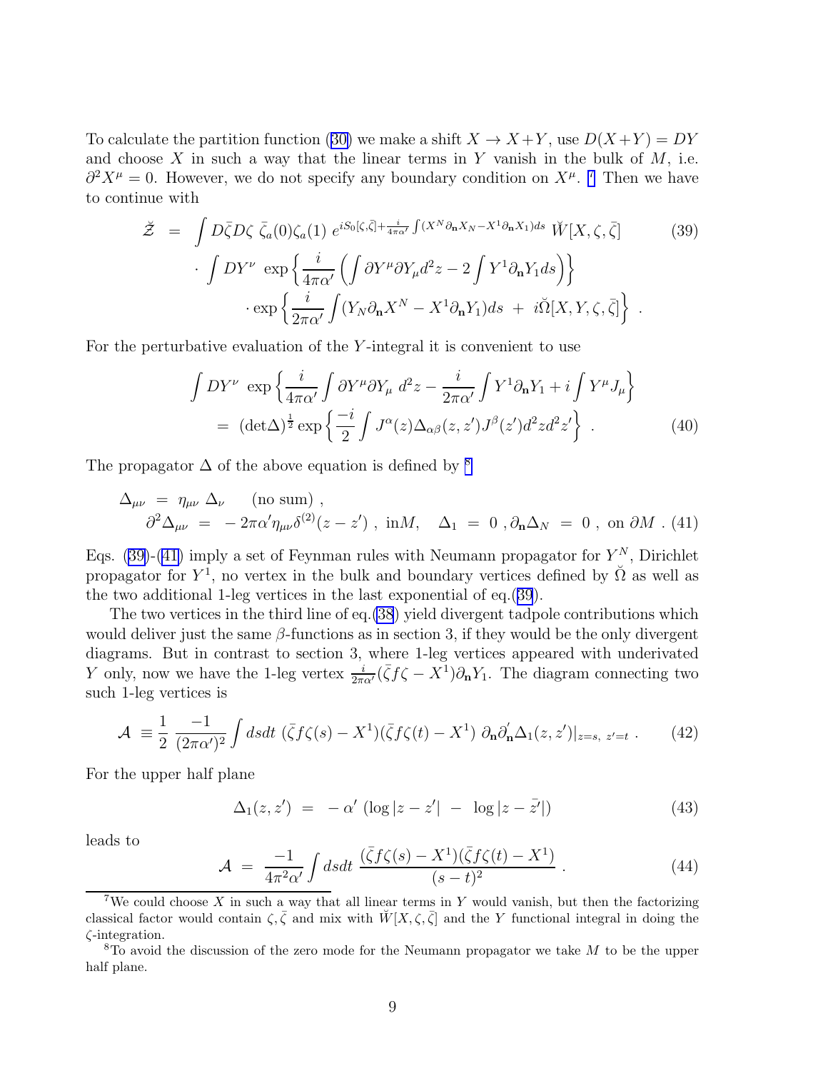To calculate the partition function (30) we make a shift $X \to X+Y$, use $D(X+Y) = DY$ and choose $X$ in such a way that the linear terms in $Y$ vanish in the bulk of $M$, i.e. $\partial^2 X^\mu = 0$. However, we do not specify any boundary condition on $X^\mu$. [7] Then we have to continue with

$$
\begin{aligned}
\breve{\mathcal{Z}} \;&=\; \int D\bar{\zeta} D\zeta \;\bar{\zeta}_a(0)\zeta_a(1)\; e^{iS_0[\zeta,\bar{\zeta}]+\frac{i}{4\pi\alpha'}\int (X^N\partial_{\mathbf{n}}X_N - X^1\partial_{\mathbf{n}}X_1)ds}\;\breve{W}[X,\zeta,\bar{\zeta}] \\
&\quad\cdot \int DY^\nu \;\exp\left\{\frac{i}{4\pi\alpha'}\left(\int \partial Y^\mu \partial Y_\mu d^2z - 2\int Y^1\partial_{\mathbf{n}}Y_1 ds\right)\right\} \\
&\qquad\cdot \exp\left\{\frac{i}{2\pi\alpha'}\int (Y_N\partial_{\mathbf{n}}X^N - X^1\partial_{\mathbf{n}}Y_1)ds \;+\; i\breve{\Omega}[X,Y,\zeta,\bar{\zeta}]\right\}\;.
\end{aligned}
\tag{39}
$$

For the perturbative evaluation of the $Y$-integral it is convenient to use

$$
\begin{aligned}
&\int DY^\nu \;\exp\left\{\frac{i}{4\pi\alpha'}\int \partial Y^\mu \partial Y_\mu \; d^2z - \frac{i}{2\pi\alpha'}\int Y^1\partial_{\mathbf{n}}Y_1 + i\int Y^\mu J_\mu\right\} \\
&\quad=\; (\det\Delta)^{\frac{1}{2}}\exp\left\{\frac{-i}{2}\int J^\alpha(z)\Delta_{\alpha\beta}(z,z')J^\beta(z')d^2z d^2z'\right\}\;.
\end{aligned}
\tag{40}
$$

The propagator $\Delta$ of the above equation is defined by [8]

$$
\begin{aligned}
\Delta_{\mu\nu} \;&=\; \eta_{\mu\nu}\;\Delta_\nu \qquad \text{(no sum)}\;, \\
\partial^2\Delta_{\mu\nu} \;&=\; -2\pi\alpha'\eta_{\mu\nu}\delta^{(2)}(z-z')\;,\; \text{in} M, \quad \Delta_1 \;=\; 0\;, \partial_{\mathbf{n}}\Delta_N \;=\; 0\;, \text{ on } \partial M\;.
\end{aligned}
\tag{41}
$$

Eqs. (39)-(41) imply a set of Feynman rules with Neumann propagator for $Y^N$, Dirichlet propagator for $Y^1$, no vertex in the bulk and boundary vertices defined by $\breve{\Omega}$ as well as the two additional 1-leg vertices in the last exponential of eq.(39).

The two vertices in the third line of eq.(38) yield divergent tadpole contributions which would deliver just the same $\beta$-functions as in section 3, if they would be the only divergent diagrams. But in contrast to section 3, where 1-leg vertices appeared with underivated $Y$ only, now we have the 1-leg vertex $\frac{i}{2\pi\alpha'}(\bar{\zeta}f\zeta - X^1)\partial_{\mathbf{n}}Y_1$. The diagram connecting two such 1-leg vertices is

$$
\mathcal{A} \;\equiv\; \frac{1}{2}\;\frac{-1}{(2\pi\alpha')^2}\int dsdt\;(\bar{\zeta}f\zeta(s) - X^1)(\bar{\zeta}f\zeta(t) - X^1)\;\partial_{\mathbf{n}}\partial_{\mathbf{n}}'\Delta_1(z,z')|_{z=s,\;z'=t}\;.
\tag{42}
$$

For the upper half plane

$$
\Delta_1(z,z') \;=\; -\alpha'\left(\log|z-z'| \;-\; \log|z-\bar{z}'|\right)
\tag{43}
$$

leads to

$$
\mathcal{A} \;=\; \frac{-1}{4\pi^2\alpha'}\int dsdt\;\frac{(\bar{\zeta}f\zeta(s) - X^1)(\bar{\zeta}f\zeta(t) - X^1)}{(s-t)^2}\;.
\tag{44}
$$

---

[7] We could choose $X$ in such a way that all linear terms in $Y$ would vanish, but then the factorizing classical factor would contain $\zeta, \bar{\zeta}$ and mix with $\breve{W}[X,\zeta,\bar{\zeta}]$ and the $Y$ functional integral in doing the $\zeta$-integration.

[8] To avoid the discussion of the zero mode for the Neumann propagator we take $M$ to be the upper half plane.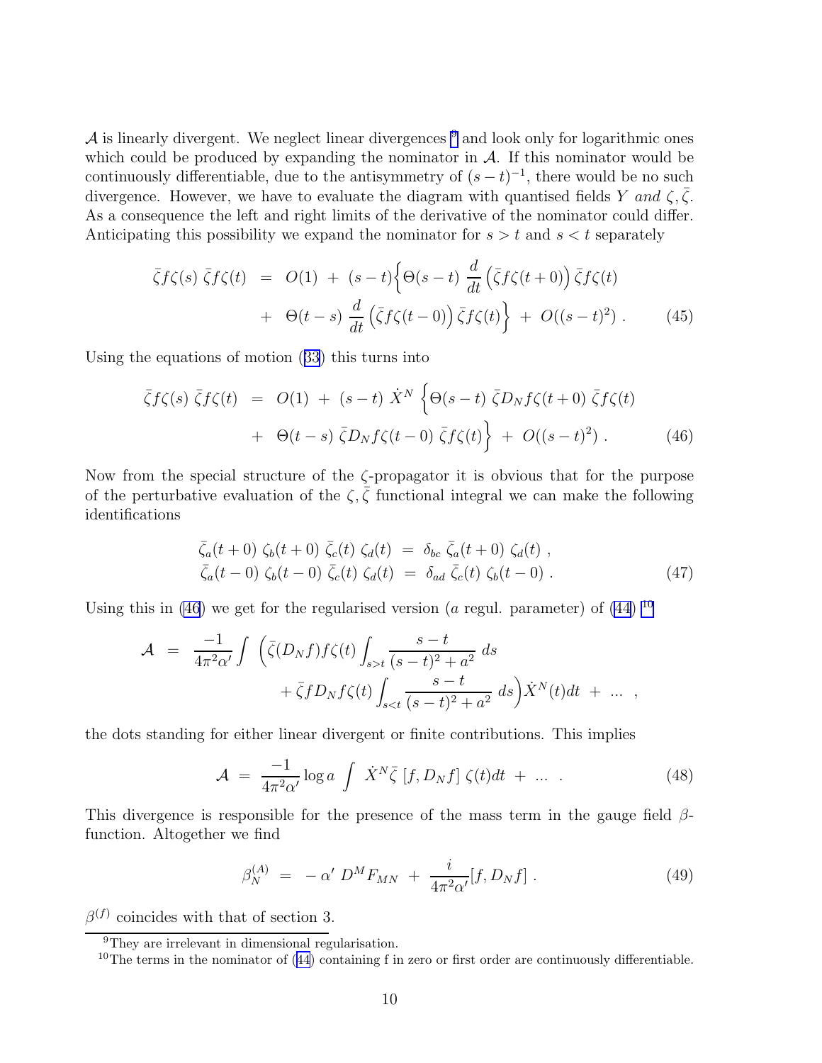$\mathcal{A}$ is linearly divergent. We neglect linear divergences [9] and look only for logarithmic ones which could be produced by expanding the nominator in $\mathcal{A}$. If this nominator would be continuously differentiable, due to the antisymmetry of $(s-t)^{-1}$, there would be no such divergence. However, we have to evaluate the diagram with quantised fields $Y$ *and* $\zeta, \bar{\zeta}$. As a consequence the left and right limits of the derivative of the nominator could differ. Anticipating this possibility we expand the nominator for $s > t$ and $s < t$ separately

$$\begin{aligned}
\bar{\zeta} f \zeta(s)\; \bar{\zeta} f \zeta(t) \;&=\; O(1) \;+\; (s-t)\Big\{ \Theta(s-t)\; \frac{d}{dt}\left(\bar{\zeta} f \zeta(t+0)\right) \bar{\zeta} f \zeta(t) \\
&\quad+\; \Theta(t-s)\; \frac{d}{dt}\left(\bar{\zeta} f \zeta(t-0)\right) \bar{\zeta} f \zeta(t) \Big\} \;+\; O((s-t)^2)\;. \qquad (45)
\end{aligned}$$

Using the equations of motion (33) this turns into

$$\begin{aligned}
\bar{\zeta} f \zeta(s)\; \bar{\zeta} f \zeta(t) \;&=\; O(1) \;+\; (s-t)\; \dot{X}^N \Big\{ \Theta(s-t)\; \bar{\zeta} D_N f \zeta(t+0)\; \bar{\zeta} f \zeta(t) \\
&\quad+\; \Theta(t-s)\; \bar{\zeta} D_N f \zeta(t-0)\; \bar{\zeta} f \zeta(t) \Big\} \;+\; O((s-t)^2)\;. \qquad (46)
\end{aligned}$$

Now from the special structure of the $\zeta$-propagator it is obvious that for the purpose of the perturbative evaluation of the $\zeta, \bar{\zeta}$ functional integral we can make the following identifications

$$\begin{aligned}
\bar{\zeta}_a(t+0)\; \zeta_b(t+0)\; \bar{\zeta}_c(t)\; \zeta_d(t) \;&=\; \delta_{bc}\; \bar{\zeta}_a(t+0)\; \zeta_d(t)\;, \\
\bar{\zeta}_a(t-0)\; \zeta_b(t-0)\; \bar{\zeta}_c(t)\; \zeta_d(t) \;&=\; \delta_{ad}\; \bar{\zeta}_c(t)\; \zeta_b(t-0)\;. \qquad (47)
\end{aligned}$$

Using this in (46) we get for the regularised version ($a$ regul. parameter) of (44) [10]

$$\begin{aligned}
\mathcal{A} \;=\; \frac{-1}{4\pi^2\alpha'} \int \Big( \bar{\zeta}(D_N f) f \zeta(t) \int_{s>t} \frac{s-t}{(s-t)^2 + a^2}\; ds \\
+ \bar{\zeta} f D_N f \zeta(t) \int_{s<t} \frac{s-t}{(s-t)^2 + a^2}\; ds \Big) \dot{X}^N(t) dt \;+\; \ldots \;,
\end{aligned}$$

the dots standing for either linear divergent or finite contributions. This implies

$$\mathcal{A} \;=\; \frac{-1}{4\pi^2\alpha'} \log a \int \dot{X}^N \bar{\zeta}\; [f, D_N f]\; \zeta(t) dt \;+\; \ldots \;. \qquad (48)$$

This divergence is responsible for the presence of the mass term in the gauge field $\beta$-function. Altogether we find

$$\beta_N^{(A)} \;=\; -\,\alpha'\; D^M F_{MN} \;+\; \frac{i}{4\pi^2\alpha'} [f, D_N f]\;. \qquad (49)$$

$\beta^{(f)}$ coincides with that of section 3.

---

[9] They are irrelevant in dimensional regularisation.

[10] The terms in the nominator of (44) containing f in zero or first order are continuously differentiable.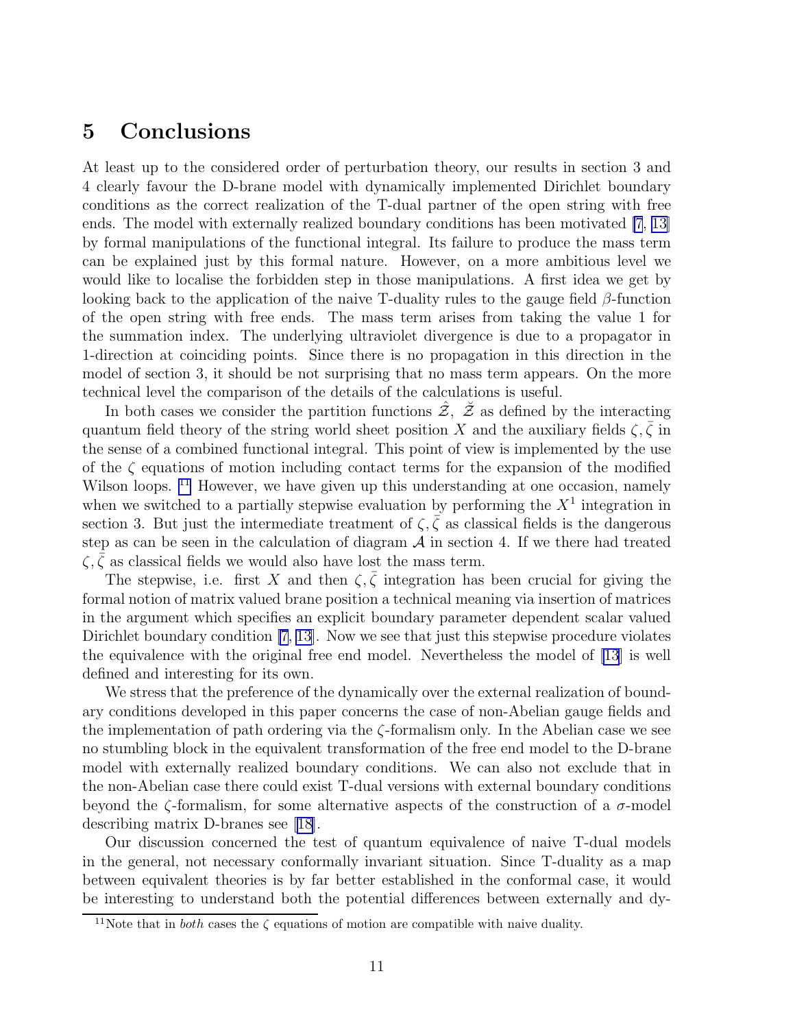## 5 Conclusions

At least up to the considered order of perturbation theory, our results in section 3 and 4 clearly favour the D-brane model with dynamically implemented Dirichlet boundary conditions as the correct realization of the T-dual partner of the open string with free ends. The model with externally realized boundary conditions has been motivated [7, 13] by formal manipulations of the functional integral. Its failure to produce the mass term can be explained just by this formal nature. However, on a more ambitious level we would like to localise the forbidden step in those manipulations. A first idea we get by looking back to the application of the naive T-duality rules to the gauge field $\beta$-function of the open string with free ends. The mass term arises from taking the value 1 for the summation index. The underlying ultraviolet divergence is due to a propagator in 1-direction at coinciding points. Since there is no propagation in this direction in the model of section 3, it should be not surprising that no mass term appears. On the more technical level the comparison of the details of the calculations is useful.

In both cases we consider the partition functions $\hat{\mathcal{Z}}$, $\breve{\mathcal{Z}}$ as defined by the interacting quantum field theory of the string world sheet position $X$ and the auxiliary fields $\zeta, \bar{\zeta}$ in the sense of a combined functional integral. This point of view is implemented by the use of the $\zeta$ equations of motion including contact terms for the expansion of the modified Wilson loops. [11] However, we have given up this understanding at one occasion, namely when we switched to a partially stepwise evaluation by performing the $X^1$ integration in section 3. But just the intermediate treatment of $\zeta, \bar{\zeta}$ as classical fields is the dangerous step as can be seen in the calculation of diagram $\mathcal{A}$ in section 4. If we there had treated $\zeta, \bar{\zeta}$ as classical fields we would also have lost the mass term.

The stepwise, i.e. first $X$ and then $\zeta, \bar{\zeta}$ integration has been crucial for giving the formal notion of matrix valued brane position a technical meaning via insertion of matrices in the argument which specifies an explicit boundary parameter dependent scalar valued Dirichlet boundary condition [7, 13]. Now we see that just this stepwise procedure violates the equivalence with the original free end model. Nevertheless the model of [13] is well defined and interesting for its own.

We stress that the preference of the dynamically over the external realization of boundary conditions developed in this paper concerns the case of non-Abelian gauge fields and the implementation of path ordering via the $\zeta$-formalism only. In the Abelian case we see no stumbling block in the equivalent transformation of the free end model to the D-brane model with externally realized boundary conditions. We can also not exclude that in the non-Abelian case there could exist T-dual versions with external boundary conditions beyond the $\zeta$-formalism, for some alternative aspects of the construction of a $\sigma$-model describing matrix D-branes see [18].

Our discussion concerned the test of quantum equivalence of naive T-dual models in the general, not necessary conformally invariant situation. Since T-duality as a map between equivalent theories is by far better established in the conformal case, it would be interesting to understand both the potential differences between externally and dy-

[11] Note that in *both* cases the $\zeta$ equations of motion are compatible with naive duality.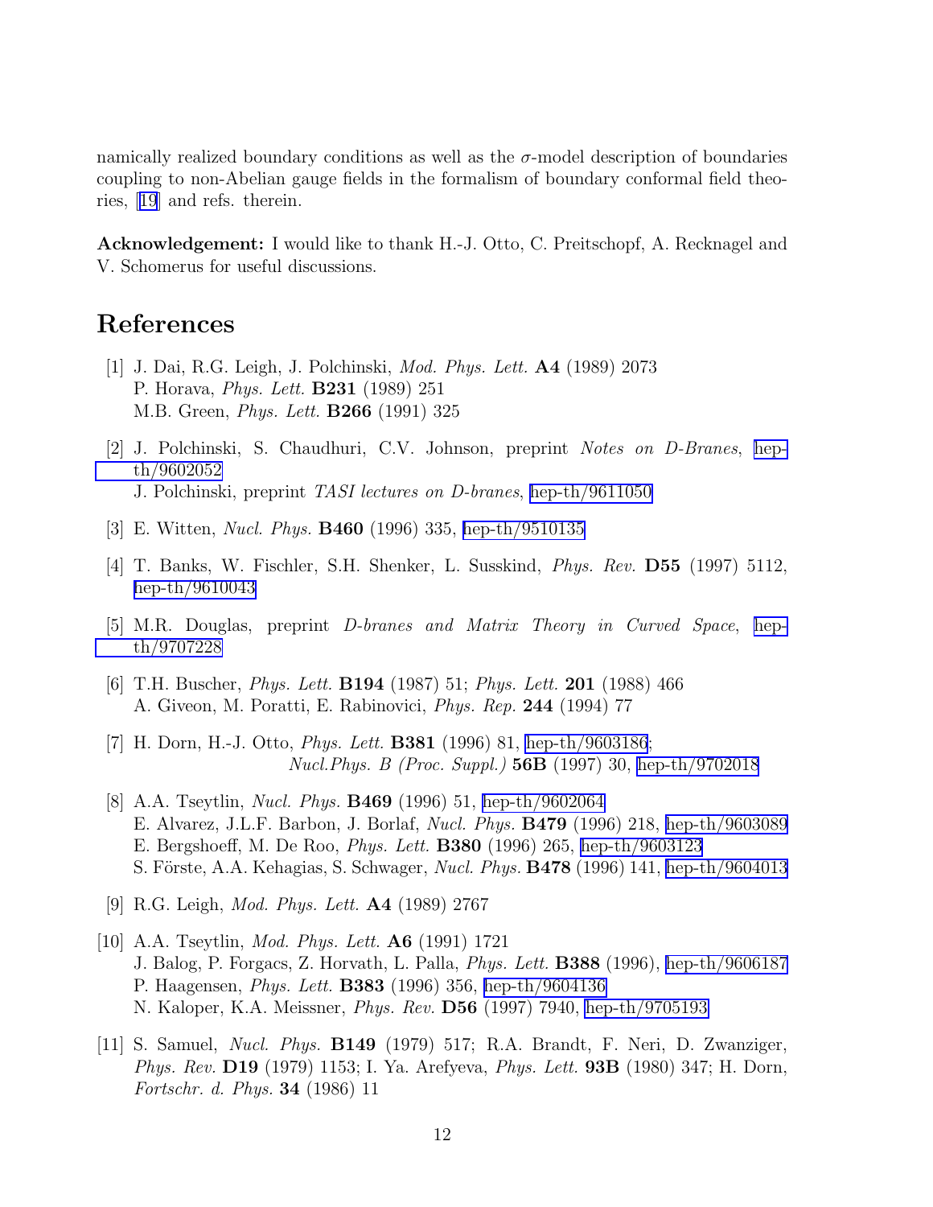namically realized boundary conditions as well as the $\sigma$-model description of boundaries coupling to non-Abelian gauge fields in the formalism of boundary conformal field theories, [19] and refs. therein.

**Acknowledgement:** I would like to thank H.-J. Otto, C. Preitschopf, A. Recknagel and V. Schomerus for useful discussions.

# References

[1] J. Dai, R.G. Leigh, J. Polchinski, *Mod. Phys. Lett.* **A4** (1989) 2073
P. Horava, *Phys. Lett.* **B231** (1989) 251
M.B. Green, *Phys. Lett.* **B266** (1991) 325

[2] J. Polchinski, S. Chaudhuri, C.V. Johnson, preprint *Notes on D-Branes*, hep-th/9602052
J. Polchinski, preprint *TASI lectures on D-branes*, hep-th/9611050

[3] E. Witten, *Nucl. Phys.* **B460** (1996) 335, hep-th/9510135

[4] T. Banks, W. Fischler, S.H. Shenker, L. Susskind, *Phys. Rev.* **D55** (1997) 5112, hep-th/9610043

[5] M.R. Douglas, preprint *D-branes and Matrix Theory in Curved Space*, hep-th/9707228

[6] T.H. Buscher, *Phys. Lett.* **B194** (1987) 51; *Phys. Lett.* **201** (1988) 466
A. Giveon, M. Poratti, E. Rabinovici, *Phys. Rep.* **244** (1994) 77

[7] H. Dorn, H.-J. Otto, *Phys. Lett.* **B381** (1996) 81, hep-th/9603186;
*Nucl.Phys. B (Proc. Suppl.)* **56B** (1997) 30, hep-th/9702018

[8] A.A. Tseytlin, *Nucl. Phys.* **B469** (1996) 51, hep-th/9602064
E. Alvarez, J.L.F. Barbon, J. Borlaf, *Nucl. Phys.* **B479** (1996) 218, hep-th/9603089
E. Bergshoeff, M. De Roo, *Phys. Lett.* **B380** (1996) 265, hep-th/9603123
S. Förste, A.A. Kehagias, S. Schwager, *Nucl. Phys.* **B478** (1996) 141, hep-th/9604013

[9] R.G. Leigh, *Mod. Phys. Lett.* **A4** (1989) 2767

[10] A.A. Tseytlin, *Mod. Phys. Lett.* **A6** (1991) 1721
J. Balog, P. Forgacs, Z. Horvath, L. Palla, *Phys. Lett.* **B388** (1996), hep-th/9606187
P. Haagensen, *Phys. Lett.* **B383** (1996) 356, hep-th/9604136
N. Kaloper, K.A. Meissner, *Phys. Rev.* **D56** (1997) 7940, hep-th/9705193

[11] S. Samuel, *Nucl. Phys.* **B149** (1979) 517; R.A. Brandt, F. Neri, D. Zwanziger, *Phys. Rev.* **D19** (1979) 1153; I. Ya. Arefyeva, *Phys. Lett.* **93B** (1980) 347; H. Dorn, *Fortschr. d. Phys.* **34** (1986) 11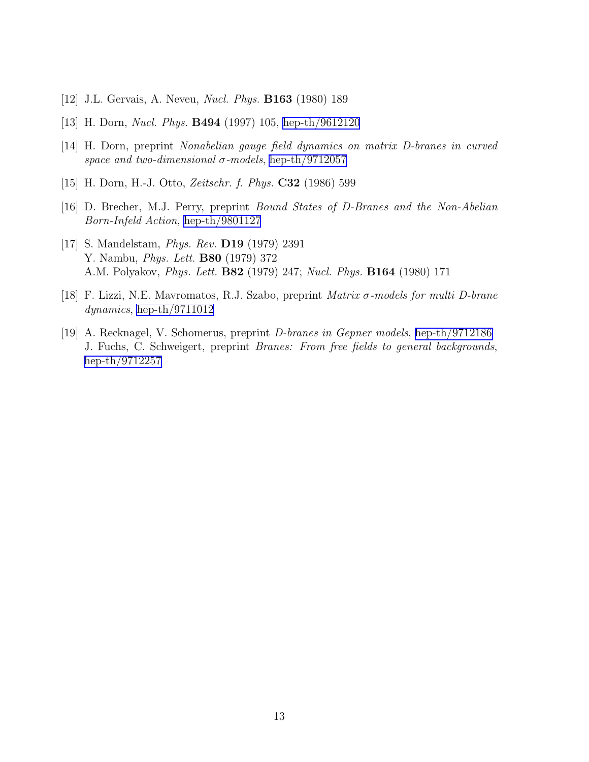[12] J.L. Gervais, A. Neveu, *Nucl. Phys.* **B163** (1980) 189

[13] H. Dorn, *Nucl. Phys.* **B494** (1997) 105, hep-th/9612120

[14] H. Dorn, preprint *Nonabelian gauge field dynamics on matrix D-branes in curved space and two-dimensional $\sigma$-models*, hep-th/9712057

[15] H. Dorn, H.-J. Otto, *Zeitschr. f. Phys.* **C32** (1986) 599

[16] D. Brecher, M.J. Perry, preprint *Bound States of D-Branes and the Non-Abelian Born-Infeld Action*, hep-th/9801127

[17] S. Mandelstam, *Phys. Rev.* **D19** (1979) 2391
Y. Nambu, *Phys. Lett.* **B80** (1979) 372
A.M. Polyakov, *Phys. Lett.* **B82** (1979) 247; *Nucl. Phys.* **B164** (1980) 171

[18] F. Lizzi, N.E. Mavromatos, R.J. Szabo, preprint *Matrix $\sigma$-models for multi D-brane dynamics*, hep-th/9711012

[19] A. Recknagel, V. Schomerus, preprint *D-branes in Gepner models*, hep-th/9712186
J. Fuchs, C. Schweigert, preprint *Branes: From free fields to general backgrounds*, hep-th/9712257